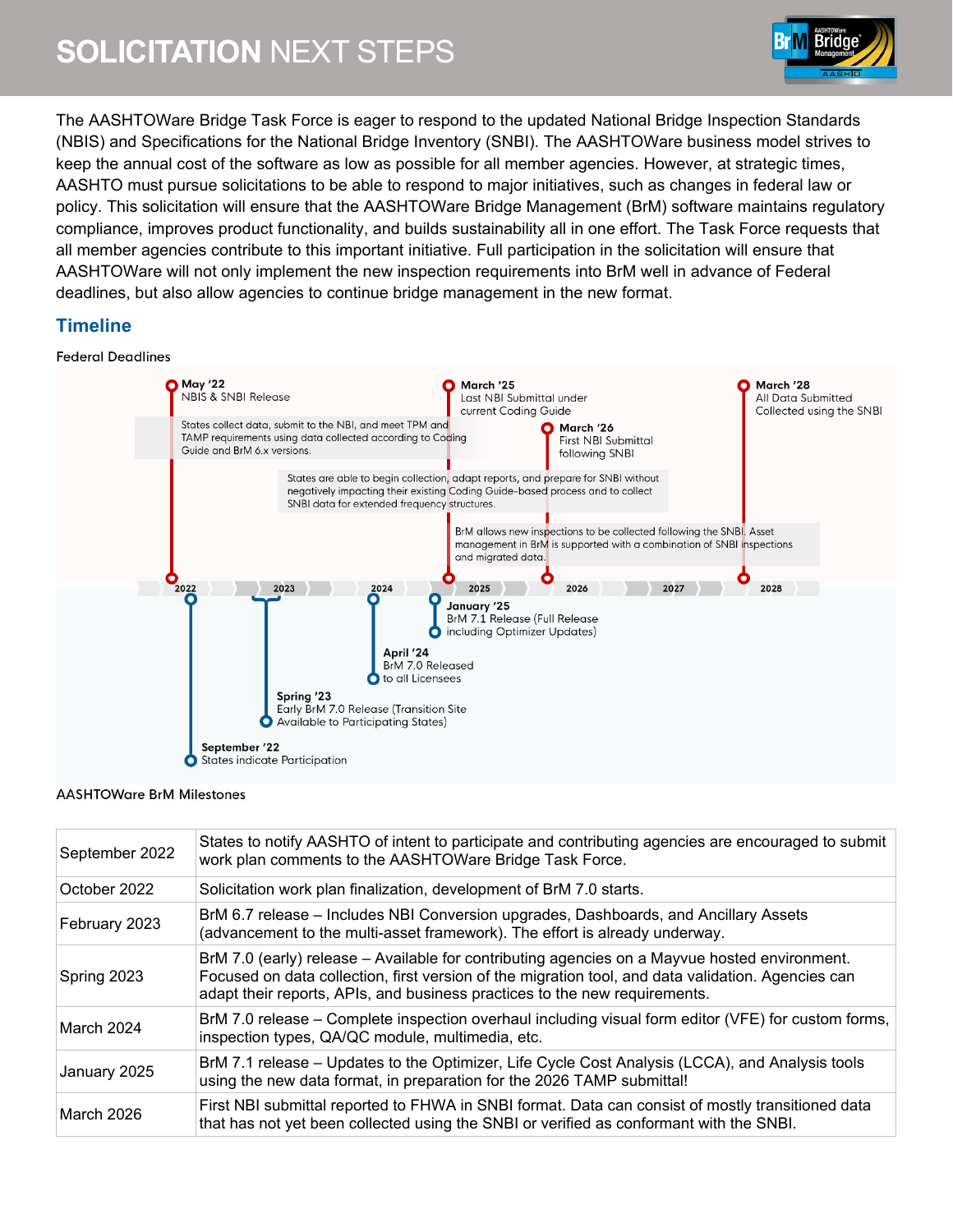# SOLICITATION NEXT STEPS

The AASHTOWare Bridge Task Force is eager to respond to the updated National Bridge Inspection Standards (NBIS) and Specifications for the National Bridge Inventory (SNBI). The AASHTOWare business model strives to keep the annual cost of the software as low as possible for all member agencies. However, at strategic times, AASHTO must pursue solicitations to be able to respond to major initiatives, such as changes in federal law or policy. This solicitation will ensure that the AASHTOWare Bridge Management (BrM) software maintains regulatory compliance, improves product functionality, and builds sustainability all in one effort. The Task Force requests that all member agencies contribute to this important initiative. Full participation in the solicitation will ensure that AASHTOWare will not only implement the new inspection requirements into BrM well in advance of Federal deadlines, but also allow agencies to continue bridge management in the new format.

## Timeline

Federal Deadlines

- **May '22** NBIS & SNBI Release
- **March '25** Last NBI Submittal under current Coding Guide
- **March '26** First NBI Submittal following SNBI
- **March '28** All Data Submitted Collected using the SNBI

States collect data, submit to the NBI, and meet TPM and TAMP requirements using data collected according to Coding Guide and BrM 6.x versions.

States are able to begin collection, adapt reports, and prepare for SNBI without negatively impacting their existing Coding Guide-based process and to collect SNBI data for extended frequency structures.

BrM allows new inspections to be collected following the SNBI. Asset management in BrM is supported with a combination of SNBI inspections and migrated data.

2022 | 2023 | 2024 | 2025 | 2026 | 2027 | 2028

- **September '22** States indicate Participation
- **Spring '23** Early BrM 7.0 Release (Transition Site Available to Participating States)
- **April '24** BrM 7.0 Released to all Licensees
- **January '25** BrM 7.1 Release (Full Release including Optimizer Updates)

AASHTOWare BrM Milestones

| | |
|---|---|
| September 2022 | States to notify AASHTO of intent to participate and contributing agencies are encouraged to submit work plan comments to the AASHTOWare Bridge Task Force. |
| October 2022 | Solicitation work plan finalization, development of BrM 7.0 starts. |
| February 2023 | BrM 6.7 release – Includes NBI Conversion upgrades, Dashboards, and Ancillary Assets (advancement to the multi-asset framework). The effort is already underway. |
| Spring 2023 | BrM 7.0 (early) release – Available for contributing agencies on a Mayvue hosted environment. Focused on data collection, first version of the migration tool, and data validation. Agencies can adapt their reports, APIs, and business practices to the new requirements. |
| March 2024 | BrM 7.0 release – Complete inspection overhaul including visual form editor (VFE) for custom forms, inspection types, QA/QC module, multimedia, etc. |
| January 2025 | BrM 7.1 release – Updates to the Optimizer, Life Cycle Cost Analysis (LCCA), and Analysis tools using the new data format, in preparation for the 2026 TAMP submittal! |
| March 2026 | First NBI submittal reported to FHWA in SNBI format. Data can consist of mostly transitioned data that has not yet been collected using the SNBI or verified as conformant with the SNBI. |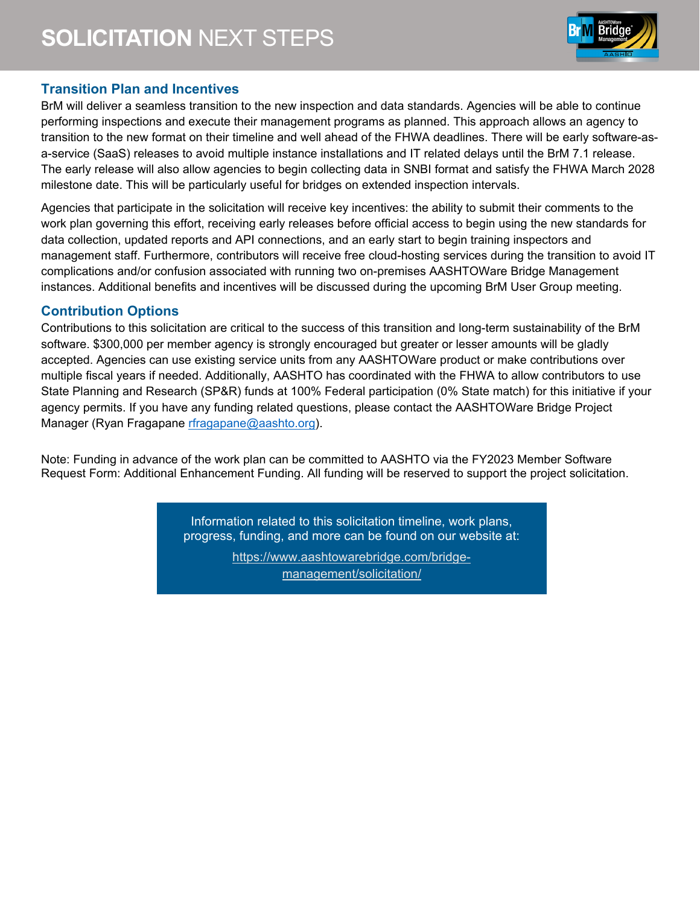# SOLICITATION NEXT STEPS

## Transition Plan and Incentives

BrM will deliver a seamless transition to the new inspection and data standards. Agencies will be able to continue performing inspections and execute their management programs as planned. This approach allows an agency to transition to the new format on their timeline and well ahead of the FHWA deadlines. There will be early software-as-a-service (SaaS) releases to avoid multiple instance installations and IT related delays until the BrM 7.1 release. The early release will also allow agencies to begin collecting data in SNBI format and satisfy the FHWA March 2028 milestone date. This will be particularly useful for bridges on extended inspection intervals.

Agencies that participate in the solicitation will receive key incentives: the ability to submit their comments to the work plan governing this effort, receiving early releases before official access to begin using the new standards for data collection, updated reports and API connections, and an early start to begin training inspectors and management staff. Furthermore, contributors will receive free cloud-hosting services during the transition to avoid IT complications and/or confusion associated with running two on-premises AASHTOWare Bridge Management instances. Additional benefits and incentives will be discussed during the upcoming BrM User Group meeting.

## Contribution Options

Contributions to this solicitation are critical to the success of this transition and long-term sustainability of the BrM software. $300,000 per member agency is strongly encouraged but greater or lesser amounts will be gladly accepted. Agencies can use existing service units from any AASHTOWare product or make contributions over multiple fiscal years if needed. Additionally, AASHTO has coordinated with the FHWA to allow contributors to use State Planning and Research (SP&R) funds at 100% Federal participation (0% State match) for this initiative if your agency permits. If you have any funding related questions, please contact the AASHTOWare Bridge Project Manager (Ryan Fragapane rfragapane@aashto.org).

Note: Funding in advance of the work plan can be committed to AASHTO via the FY2023 Member Software Request Form: Additional Enhancement Funding. All funding will be reserved to support the project solicitation.

Information related to this solicitation timeline, work plans, progress, funding, and more can be found on our website at:

https://www.aashtowarebridge.com/bridge-management/solicitation/